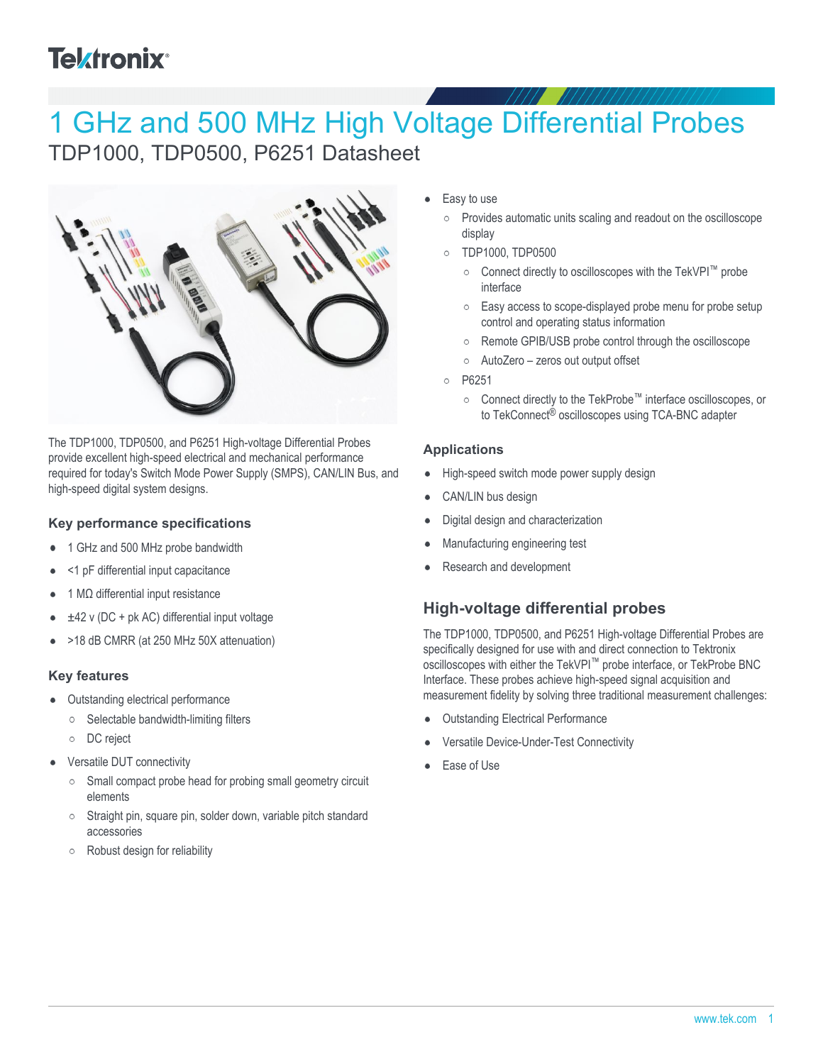# 1 GHz and 500 MHz High Voltage Differential Probes

## TDP1000, TDP0500, P6251 Datasheet

The TDP1000, TDP0500, and P6251 High-voltage Differential Probes provide excellent high-speed electrical and mechanical performance required for today's Switch Mode Power Supply (SMPS), CAN/LIN Bus, and high-speed digital system designs.

### Key performance specifications

- 1 GHz and 500 MHz probe bandwidth
- <1 pF differential input capacitance
- 1 MΩ differential input resistance
- ±42 v (DC + pk AC) differential input voltage
- >18 dB CMRR (at 250 MHz 50X attenuation)

### Key features

- Outstanding electrical performance
  - Selectable bandwidth-limiting filters
  - DC reject
- Versatile DUT connectivity
  - Small compact probe head for probing small geometry circuit elements
  - Straight pin, square pin, solder down, variable pitch standard accessories
  - Robust design for reliability
- Easy to use
  - Provides automatic units scaling and readout on the oscilloscope display
  - TDP1000, TDP0500
    - Connect directly to oscilloscopes with the TekVPI™ probe interface
    - Easy access to scope-displayed probe menu for probe setup control and operating status information
    - Remote GPIB/USB probe control through the oscilloscope
    - AutoZero – zeros out output offset
  - P6251
    - Connect directly to the TekProbe™ interface oscilloscopes, or to TekConnect® oscilloscopes using TCA-BNC adapter

### Applications

- High-speed switch mode power supply design
- CAN/LIN bus design
- Digital design and characterization
- Manufacturing engineering test
- Research and development

## High-voltage differential probes

The TDP1000, TDP0500, and P6251 High-voltage Differential Probes are specifically designed for use with and direct connection to Tektronix oscilloscopes with either the TekVPI™ probe interface, or TekProbe BNC Interface. These probes achieve high-speed signal acquisition and measurement fidelity by solving three traditional measurement challenges:

- Outstanding Electrical Performance
- Versatile Device-Under-Test Connectivity
- Ease of Use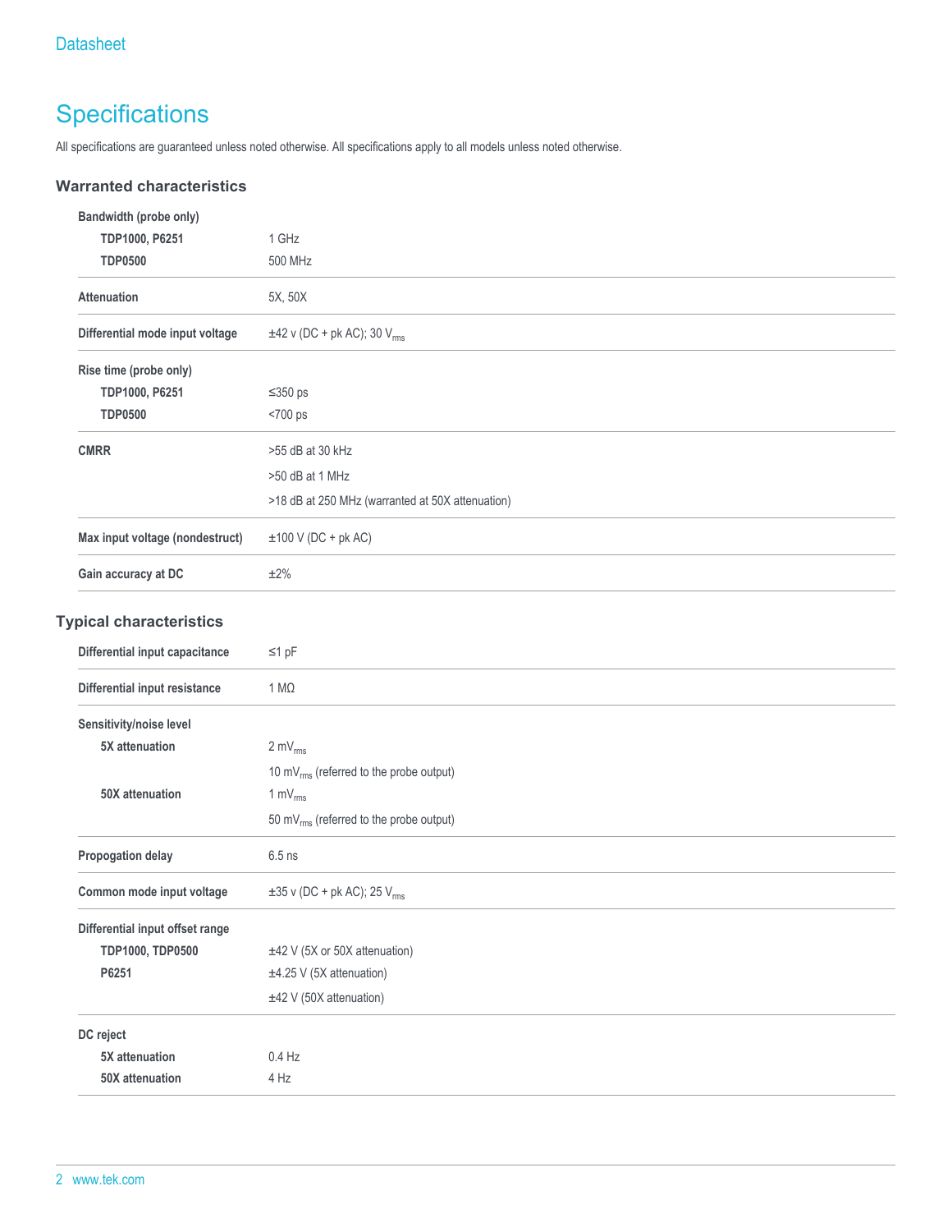## Specifications

All specifications are guaranteed unless noted otherwise. All specifications apply to all models unless noted otherwise.

### Warranted characteristics

| Characteristic | Value |
|---|---|
| **Bandwidth (probe only)** | |
| **TDP1000, P6251** | 1 GHz |
| **TDP0500** | 500 MHz |
| **Attenuation** | 5X, 50X |
| **Differential mode input voltage** | ±42 v (DC + pk AC); 30 $V_{rms}$ |
| **Rise time (probe only)** | |
| **TDP1000, P6251** | ≤350 ps |
| **TDP0500** | <700 ps |
| **CMRR** | >55 dB at 30 kHz |
| | >50 dB at 1 MHz |
| | >18 dB at 250 MHz (warranted at 50X attenuation) |
| **Max input voltage (nondestruct)** | ±100 V (DC + pk AC) |
| **Gain accuracy at DC** | ±2% |

### Typical characteristics

| Characteristic | Value |
|---|---|
| **Differential input capacitance** | ≤1 pF |
| **Differential input resistance** | 1 MΩ |
| **Sensitivity/noise level** | |
| **5X attenuation** | 2 $mV_{rms}$ |
| | 10 $mV_{rms}$ (referred to the probe output) |
| **50X attenuation** | 1 $mV_{rms}$ |
| | 50 $mV_{rms}$ (referred to the probe output) |
| **Propogation delay** | 6.5 ns |
| **Common mode input voltage** | ±35 v (DC + pk AC); 25 $V_{rms}$ |
| **Differential input offset range** | |
| **TDP1000, TDP0500** | ±42 V (5X or 50X attenuation) |
| **P6251** | ±4.25 V (5X attenuation) |
| | ±42 V (50X attenuation) |
| **DC reject** | |
| **5X attenuation** | 0.4 Hz |
| **50X attenuation** | 4 Hz |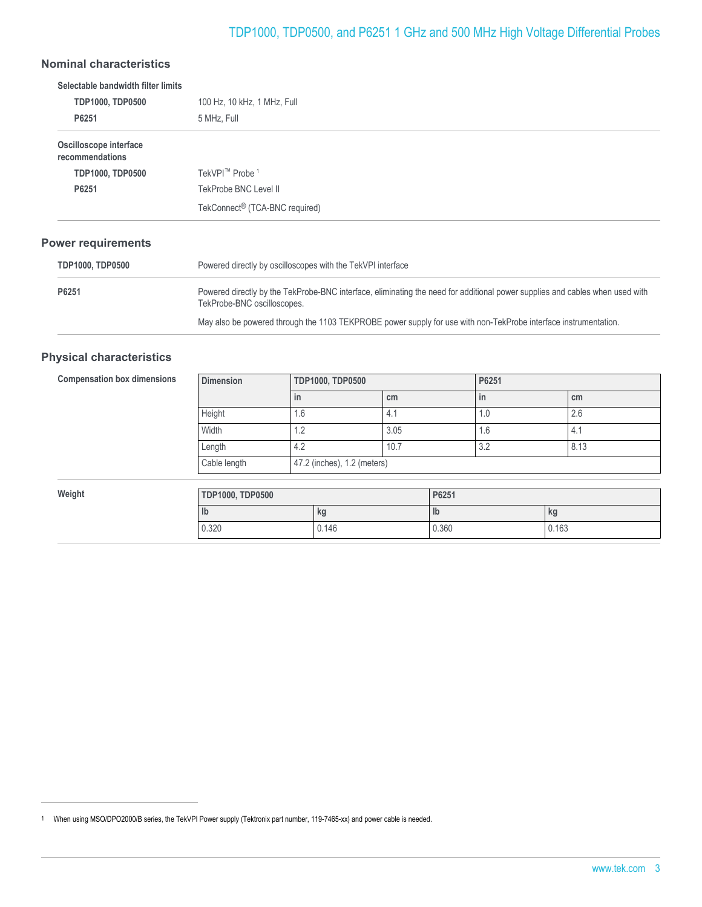## Nominal characteristics

**Selectable bandwidth filter limits**

| | |
|---|---|
| **TDP1000, TDP0500** | 100 Hz, 10 kHz, 1 MHz, Full |
| **P6251** | 5 MHz, Full |

**Oscilloscope interface recommendations**

| | |
|---|---|
| **TDP1000, TDP0500** | TekVPI™ Probe [1] |
| **P6251** | TekProbe BNC Level II |
| | TekConnect® (TCA-BNC required) |

## Power requirements

| | |
|---|---|
| **TDP1000, TDP0500** | Powered directly by oscilloscopes with the TekVPI interface |
| **P6251** | Powered directly by the TekProbe-BNC interface, eliminating the need for additional power supplies and cables when used with TekProbe-BNC oscilloscopes. May also be powered through the 1103 TEKPROBE power supply for use with non-TekProbe interface instrumentation. |

## Physical characteristics

**Compensation box dimensions**

| Dimension | TDP1000, TDP0500 | | P6251 | |
|---|---|---|---|---|
| | in | cm | in | cm |
| Height | 1.6 | 4.1 | 1.0 | 2.6 |
| Width | 1.2 | 3.05 | 1.6 | 4.1 |
| Length | 4.2 | 10.7 | 3.2 | 8.13 |
| Cable length | 47.2 (inches), 1.2 (meters) | | | |

**Weight**

| TDP1000, TDP0500 | | P6251 | |
|---|---|---|---|
| lb | kg | lb | kg |
| 0.320 | 0.146 | 0.360 | 0.163 |

[1] When using MSO/DPO2000/B series, the TekVPI Power supply (Tektronix part number, 119-7465-xx) and power cable is needed.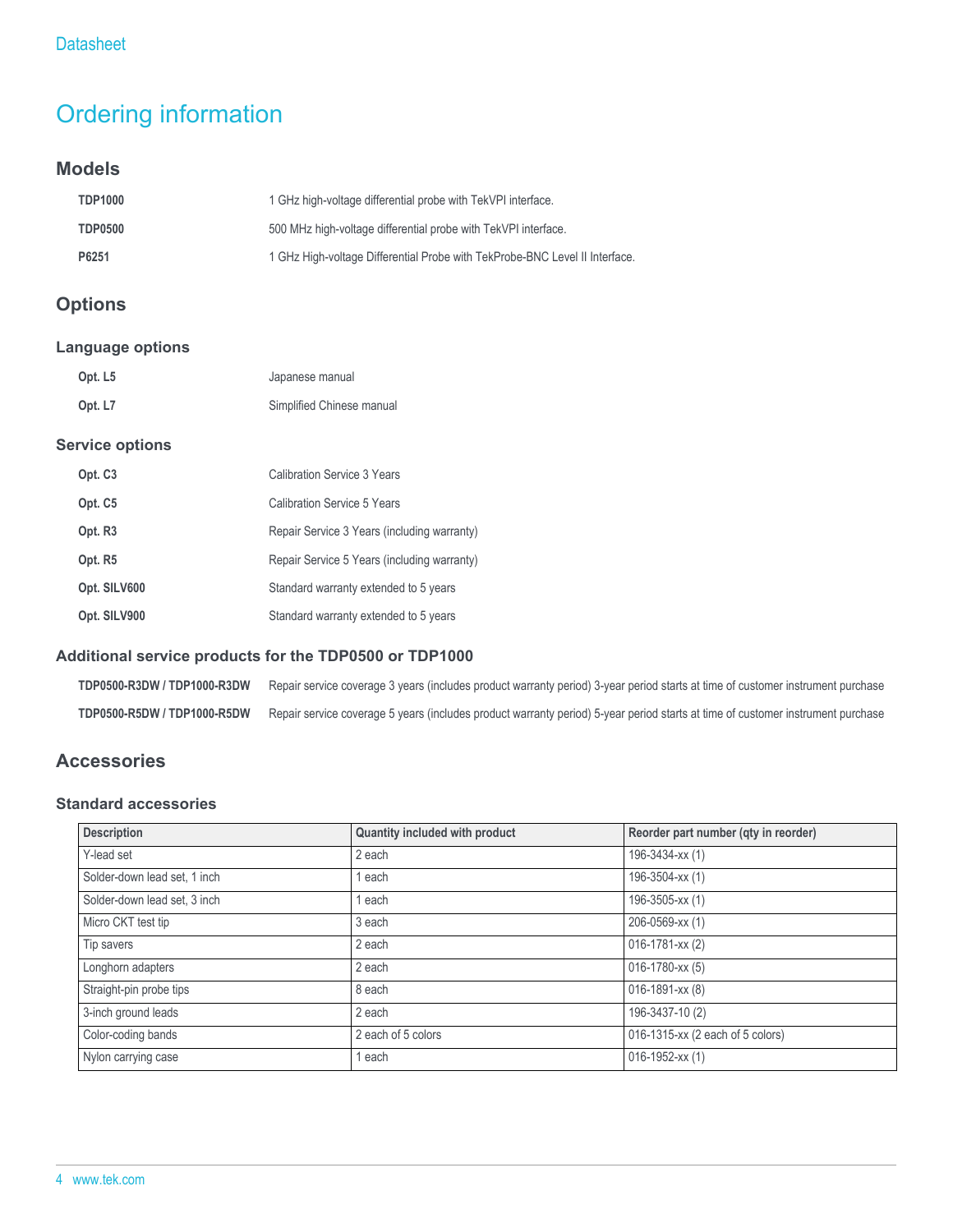# Ordering information

## Models

| | |
|---|---|
| **TDP1000** | 1 GHz high-voltage differential probe with TekVPI interface. |
| **TDP0500** | 500 MHz high-voltage differential probe with TekVPI interface. |
| **P6251** | 1 GHz High-voltage Differential Probe with TekProbe-BNC Level II Interface. |

## Options

### Language options

| | |
|---|---|
| **Opt. L5** | Japanese manual |
| **Opt. L7** | Simplified Chinese manual |

### Service options

| | |
|---|---|
| **Opt. C3** | Calibration Service 3 Years |
| **Opt. C5** | Calibration Service 5 Years |
| **Opt. R3** | Repair Service 3 Years (including warranty) |
| **Opt. R5** | Repair Service 5 Years (including warranty) |
| **Opt. SILV600** | Standard warranty extended to 5 years |
| **Opt. SILV900** | Standard warranty extended to 5 years |

### Additional service products for the TDP0500 or TDP1000

| | |
|---|---|
| **TDP0500-R3DW / TDP1000-R3DW** | Repair service coverage 3 years (includes product warranty period) 3-year period starts at time of customer instrument purchase |
| **TDP0500-R5DW / TDP1000-R5DW** | Repair service coverage 5 years (includes product warranty period) 5-year period starts at time of customer instrument purchase |

## Accessories

### Standard accessories

| Description | Quantity included with product | Reorder part number (qty in reorder) |
|---|---|---|
| Y-lead set | 2 each | 196-3434-xx (1) |
| Solder-down lead set, 1 inch | 1 each | 196-3504-xx (1) |
| Solder-down lead set, 3 inch | 1 each | 196-3505-xx (1) |
| Micro CKT test tip | 3 each | 206-0569-xx (1) |
| Tip savers | 2 each | 016-1781-xx (2) |
| Longhorn adapters | 2 each | 016-1780-xx (5) |
| Straight-pin probe tips | 8 each | 016-1891-xx (8) |
| 3-inch ground leads | 2 each | 196-3437-10 (2) |
| Color-coding bands | 2 each of 5 colors | 016-1315-xx (2 each of 5 colors) |
| Nylon carrying case | 1 each | 016-1952-xx (1) |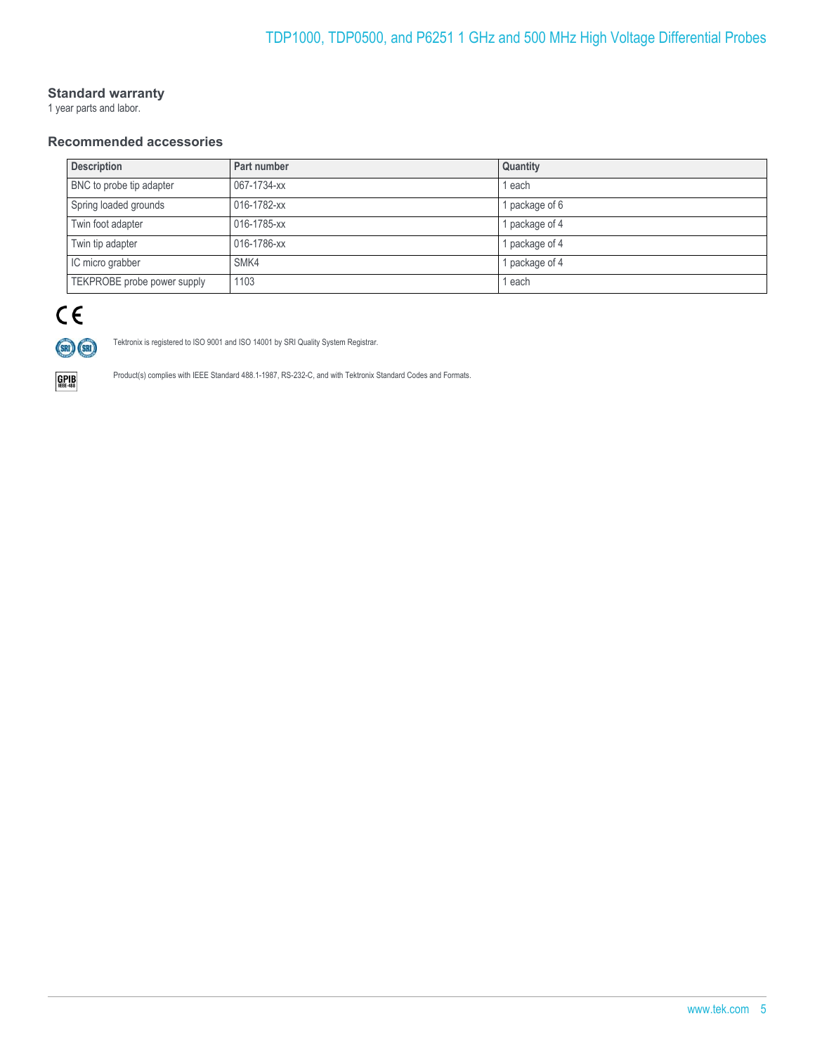## Standard warranty

1 year parts and labor.

## Recommended accessories

| Description | Part number | Quantity |
|---|---|---|
| BNC to probe tip adapter | 067-1734-xx | 1 each |
| Spring loaded grounds | 016-1782-xx | 1 package of 6 |
| Twin foot adapter | 016-1785-xx | 1 package of 4 |
| Twin tip adapter | 016-1786-xx | 1 package of 4 |
| IC micro grabber | SMK4 | 1 package of 4 |
| TEKPROBE probe power supply | 1103 | 1 each |

Tektronix is registered to ISO 9001 and ISO 14001 by SRI Quality System Registrar.

Product(s) complies with IEEE Standard 488.1-1987, RS-232-C, and with Tektronix Standard Codes and Formats.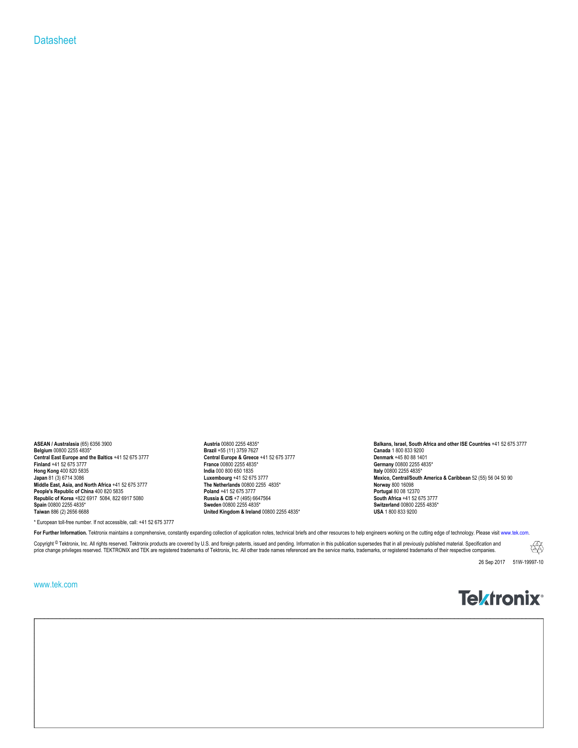**ASEAN / Australasia** (65) 6356 3900
**Belgium** 00800 2255 4835*
**Central East Europe and the Baltics** +41 52 675 3777
**Finland** +41 52 675 3777
**Hong Kong** 400 820 5835
**Japan** 81 (3) 6714 3086
**Middle East, Asia, and North Africa** +41 52 675 3777
**People's Republic of China** 400 820 5835
**Republic of Korea** +822 6917 5084, 822 6917 5080
**Spain** 00800 2255 4835*
**Taiwan** 886 (2) 2656 6688

**Austria** 00800 2255 4835*
**Brazil** +55 (11) 3759 7627
**Central Europe & Greece** +41 52 675 3777
**France** 00800 2255 4835*
**India** 000 800 650 1835
**Luxembourg** +41 52 675 3777
**The Netherlands** 00800 2255 4835*
**Poland** +41 52 675 3777
**Russia & CIS** +7 (495) 6647564
**Sweden** 00800 2255 4835*
**United Kingdom & Ireland** 00800 2255 4835*

**Balkans, Israel, South Africa and other ISE Countries** +41 52 675 3777
**Canada** 1 800 833 9200
**Denmark** +45 80 88 1401
**Germany** 00800 2255 4835*
**Italy** 00800 2255 4835*
**Mexico, Central/South America & Caribbean** 52 (55) 56 04 50 90
**Norway** 800 16098
**Portugal** 80 08 12370
**South Africa** +41 52 675 3777
**Switzerland** 00800 2255 4835*
**USA** 1 800 833 9200

* European toll-free number. If not accessible, call: +41 52 675 3777

**For Further Information.** Tektronix maintains a comprehensive, constantly expanding collection of application notes, technical briefs and other resources to help engineers working on the cutting edge of technology. Please visit www.tek.com.

Copyright © Tektronix, Inc. All rights reserved. Tektronix products are covered by U.S. and foreign patents, issued and pending. Information in this publication supersedes that in all previously published material. Specification and price change privileges reserved. TEKTRONIX and TEK are registered trademarks of Tektronix, Inc. All other trade names referenced are the service marks, trademarks, or registered trademarks of their respective companies.

26 Sep 2017 51W-19997-10

www.tek.com

Tektronix®